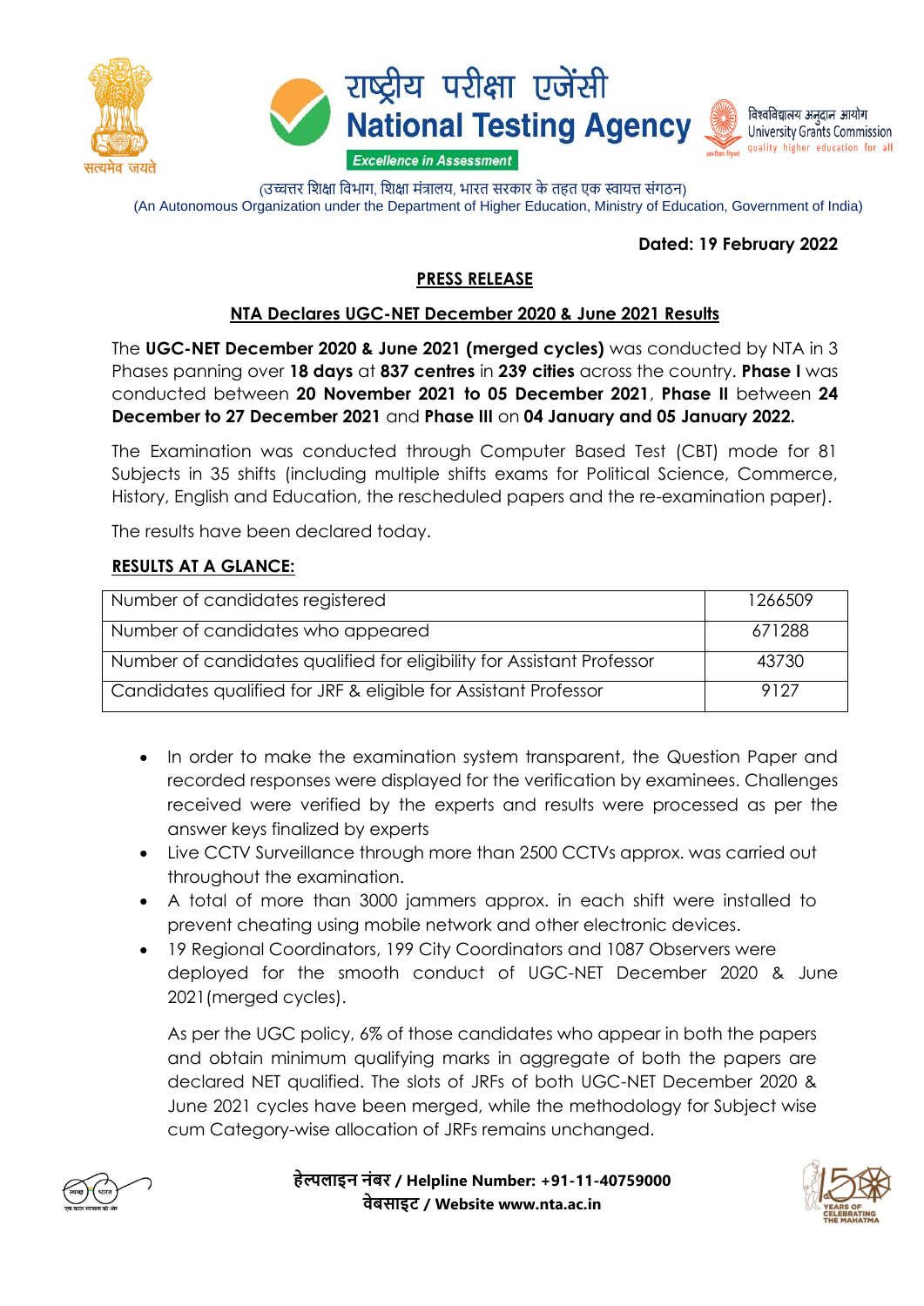राष्ट्रीय परीक्षा एजेंसी
**National Testing Agency**
*Excellence in Assessment*

विश्वविद्यालय अनुदान आयोग
University Grants Commission
quality higher education for all

(उच्चतर शिक्षा विभाग, शिक्षा मंत्रालय, भारत सरकार के तहत एक स्वायत्त संगठन)
(An Autonomous Organization under the Department of Higher Education, Ministry of Education, Government of India)

**Dated: 19 February 2022**

## PRESS RELEASE

### NTA Declares UGC-NET December 2020 & June 2021 Results

The **UGC-NET December 2020 & June 2021 (merged cycles)** was conducted by NTA in 3 Phases panning over **18 days** at **837 centres** in **239 cities** across the country. **Phase I** was conducted between **20 November 2021 to 05 December 2021**, **Phase II** between **24 December to 27 December 2021** and **Phase III** on **04 January and 05 January 2022.**

The Examination was conducted through Computer Based Test (CBT) mode for 81 Subjects in 35 shifts (including multiple shifts exams for Political Science, Commerce, History, English and Education, the rescheduled papers and the re-examination paper).

The results have been declared today.

**RESULTS AT A GLANCE:**

| | |
|---|---|
| Number of candidates registered | 1266509 |
| Number of candidates who appeared | 671288 |
| Number of candidates qualified for eligibility for Assistant Professor | 43730 |
| Candidates qualified for JRF & eligible for Assistant Professor | 9127 |

- In order to make the examination system transparent, the Question Paper and recorded responses were displayed for the verification by examinees. Challenges received were verified by the experts and results were processed as per the answer keys finalized by experts
- Live CCTV Surveillance through more than 2500 CCTVs approx. was carried out throughout the examination.
- A total of more than 3000 jammers approx. in each shift were installed to prevent cheating using mobile network and other electronic devices.
- 19 Regional Coordinators, 199 City Coordinators and 1087 Observers were deployed for the smooth conduct of UGC-NET December 2020 & June 2021(merged cycles).

As per the UGC policy, 6% of those candidates who appear in both the papers and obtain minimum qualifying marks in aggregate of both the papers are declared NET qualified. The slots of JRFs of both UGC-NET December 2020 & June 2021 cycles have been merged, while the methodology for Subject wise cum Category-wise allocation of JRFs remains unchanged.

**हेल्पलाइन नंबर / Helpline Number: +91-11-40759000**
**वेबसाइट / Website www.nta.ac.in**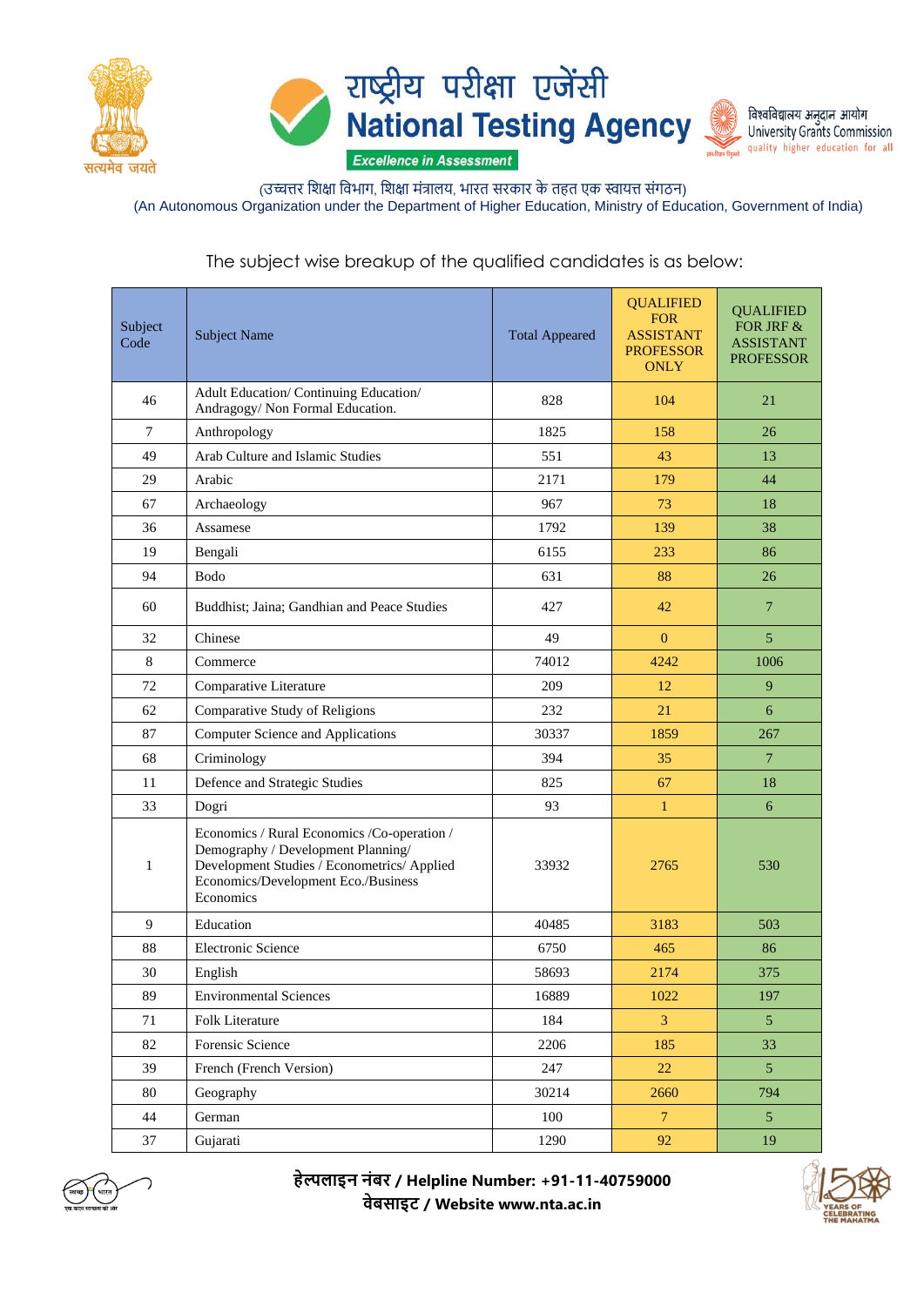The subject wise breakup of the qualified candidates is as below:

| Subject Code | Subject Name | Total Appeared | QUALIFIED FOR ASSISTANT PROFESSOR ONLY | QUALIFIED FOR JRF & ASSISTANT PROFESSOR |
|---|---|---|---|---|
| 46 | Adult Education/ Continuing Education/ Andragogy/ Non Formal Education. | 828 | 104 | 21 |
| 7 | Anthropology | 1825 | 158 | 26 |
| 49 | Arab Culture and Islamic Studies | 551 | 43 | 13 |
| 29 | Arabic | 2171 | 179 | 44 |
| 67 | Archaeology | 967 | 73 | 18 |
| 36 | Assamese | 1792 | 139 | 38 |
| 19 | Bengali | 6155 | 233 | 86 |
| 94 | Bodo | 631 | 88 | 26 |
| 60 | Buddhist; Jaina; Gandhian and Peace Studies | 427 | 42 | 7 |
| 32 | Chinese | 49 | 0 | 5 |
| 8 | Commerce | 74012 | 4242 | 1006 |
| 72 | Comparative Literature | 209 | 12 | 9 |
| 62 | Comparative Study of Religions | 232 | 21 | 6 |
| 87 | Computer Science and Applications | 30337 | 1859 | 267 |
| 68 | Criminology | 394 | 35 | 7 |
| 11 | Defence and Strategic Studies | 825 | 67 | 18 |
| 33 | Dogri | 93 | 1 | 6 |
| 1 | Economics / Rural Economics /Co-operation / Demography / Development Planning/ Development Studies / Econometrics/ Applied Economics/Development Eco./Business Economics | 33932 | 2765 | 530 |
| 9 | Education | 40485 | 3183 | 503 |
| 88 | Electronic Science | 6750 | 465 | 86 |
| 30 | English | 58693 | 2174 | 375 |
| 89 | Environmental Sciences | 16889 | 1022 | 197 |
| 71 | Folk Literature | 184 | 3 | 5 |
| 82 | Forensic Science | 2206 | 185 | 33 |
| 39 | French (French Version) | 247 | 22 | 5 |
| 80 | Geography | 30214 | 2660 | 794 |
| 44 | German | 100 | 7 | 5 |
| 37 | Gujarati | 1290 | 92 | 19 |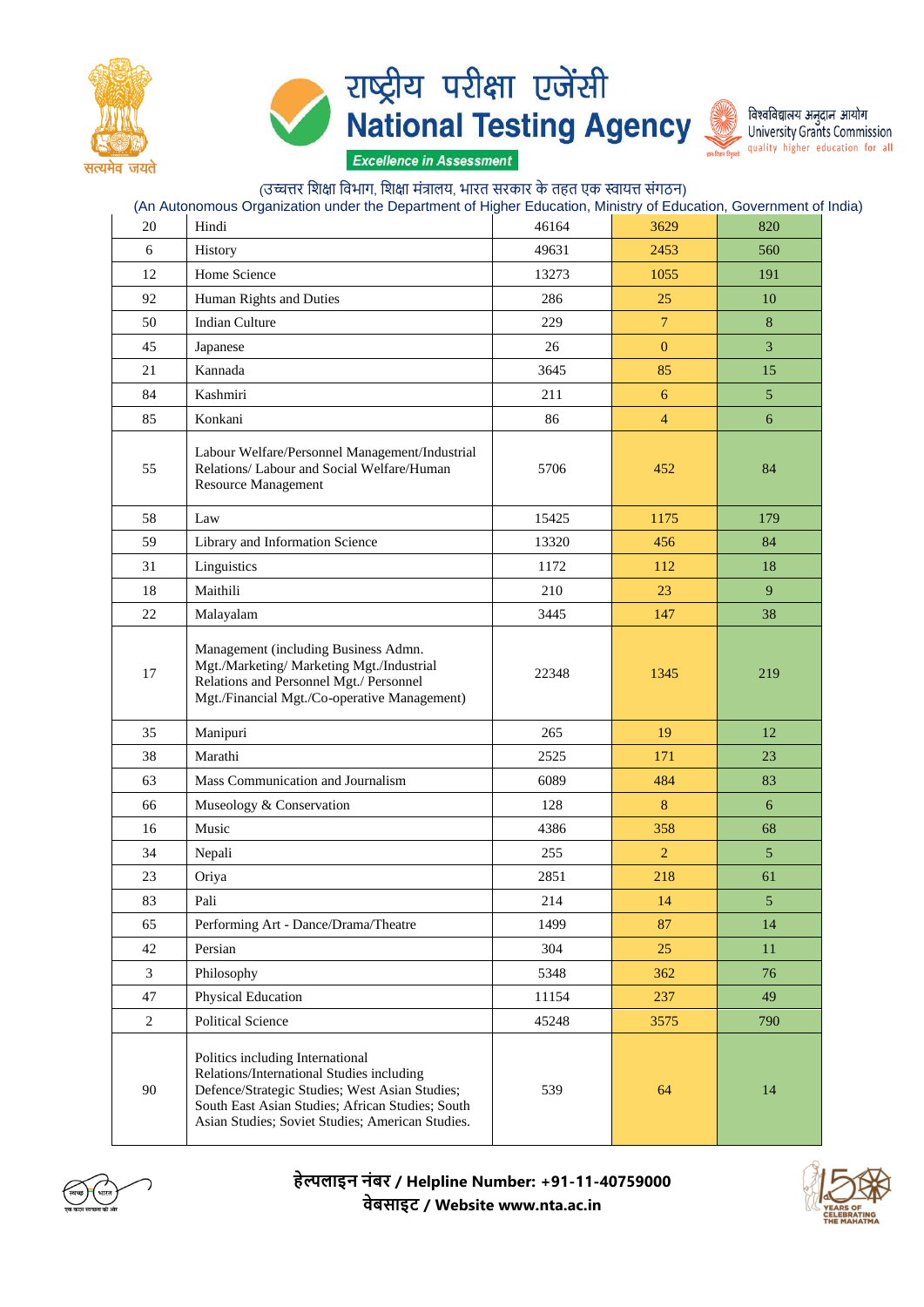| 20 | Hindi | 46164 | 3629 | 820 |
|---|---|---|---|---|
| 6 | History | 49631 | 2453 | 560 |
| 12 | Home Science | 13273 | 1055 | 191 |
| 92 | Human Rights and Duties | 286 | 25 | 10 |
| 50 | Indian Culture | 229 | 7 | 8 |
| 45 | Japanese | 26 | 0 | 3 |
| 21 | Kannada | 3645 | 85 | 15 |
| 84 | Kashmiri | 211 | 6 | 5 |
| 85 | Konkani | 86 | 4 | 6 |
| 55 | Labour Welfare/Personnel Management/Industrial Relations/ Labour and Social Welfare/Human Resource Management | 5706 | 452 | 84 |
| 58 | Law | 15425 | 1175 | 179 |
| 59 | Library and Information Science | 13320 | 456 | 84 |
| 31 | Linguistics | 1172 | 112 | 18 |
| 18 | Maithili | 210 | 23 | 9 |
| 22 | Malayalam | 3445 | 147 | 38 |
| 17 | Management (including Business Admn. Mgt./Marketing/ Marketing Mgt./Industrial Relations and Personnel Mgt./ Personnel Mgt./Financial Mgt./Co-operative Management) | 22348 | 1345 | 219 |
| 35 | Manipuri | 265 | 19 | 12 |
| 38 | Marathi | 2525 | 171 | 23 |
| 63 | Mass Communication and Journalism | 6089 | 484 | 83 |
| 66 | Museology & Conservation | 128 | 8 | 6 |
| 16 | Music | 4386 | 358 | 68 |
| 34 | Nepali | 255 | 2 | 5 |
| 23 | Oriya | 2851 | 218 | 61 |
| 83 | Pali | 214 | 14 | 5 |
| 65 | Performing Art - Dance/Drama/Theatre | 1499 | 87 | 14 |
| 42 | Persian | 304 | 25 | 11 |
| 3 | Philosophy | 5348 | 362 | 76 |
| 47 | Physical Education | 11154 | 237 | 49 |
| 2 | Political Science | 45248 | 3575 | 790 |
| 90 | Politics including International Relations/International Studies including Defence/Strategic Studies; West Asian Studies; South East Asian Studies; African Studies; South Asian Studies; Soviet Studies; American Studies. | 539 | 64 | 14 |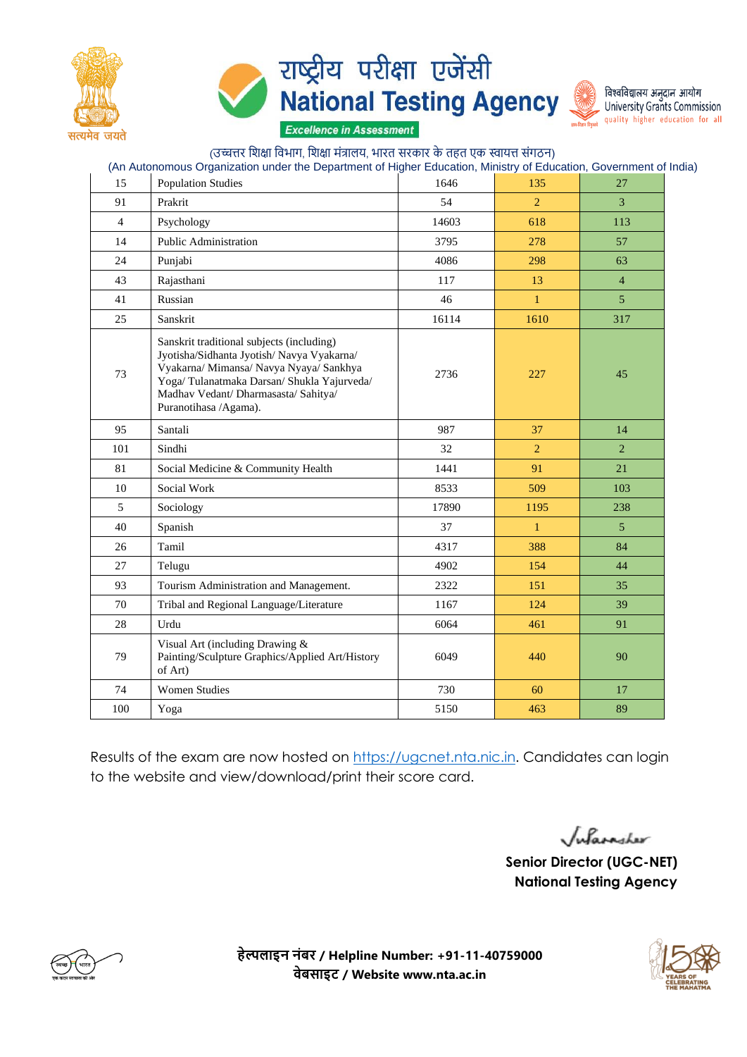| | | | | |
|---|---|---|---|---|
| 15 | Population Studies | 1646 | 135 | 27 |
| 91 | Prakrit | 54 | 2 | 3 |
| 4 | Psychology | 14603 | 618 | 113 |
| 14 | Public Administration | 3795 | 278 | 57 |
| 24 | Punjabi | 4086 | 298 | 63 |
| 43 | Rajasthani | 117 | 13 | 4 |
| 41 | Russian | 46 | 1 | 5 |
| 25 | Sanskrit | 16114 | 1610 | 317 |
| 73 | Sanskrit traditional subjects (including) Jyotisha/Sidhanta Jyotish/ Navya Vyakarna/ Vyakarna/ Mimansa/ Navya Nyaya/ Sankhya Yoga/ Tulanatmaka Darsan/ Shukla Yajurveda/ Madhav Vedant/ Dharmasasta/ Sahitya/ Puranotihasa /Agama). | 2736 | 227 | 45 |
| 95 | Santali | 987 | 37 | 14 |
| 101 | Sindhi | 32 | 2 | 2 |
| 81 | Social Medicine & Community Health | 1441 | 91 | 21 |
| 10 | Social Work | 8533 | 509 | 103 |
| 5 | Sociology | 17890 | 1195 | 238 |
| 40 | Spanish | 37 | 1 | 5 |
| 26 | Tamil | 4317 | 388 | 84 |
| 27 | Telugu | 4902 | 154 | 44 |
| 93 | Tourism Administration and Management. | 2322 | 151 | 35 |
| 70 | Tribal and Regional Language/Literature | 1167 | 124 | 39 |
| 28 | Urdu | 6064 | 461 | 91 |
| 79 | Visual Art (including Drawing & Painting/Sculpture Graphics/Applied Art/History of Art) | 6049 | 440 | 90 |
| 74 | Women Studies | 730 | 60 | 17 |
| 100 | Yoga | 5150 | 463 | 89 |

Results of the exam are now hosted on https://ugcnet.nta.nic.in. Candidates can login to the website and view/download/print their score card.

**Senior Director (UGC-NET)**
**National Testing Agency**